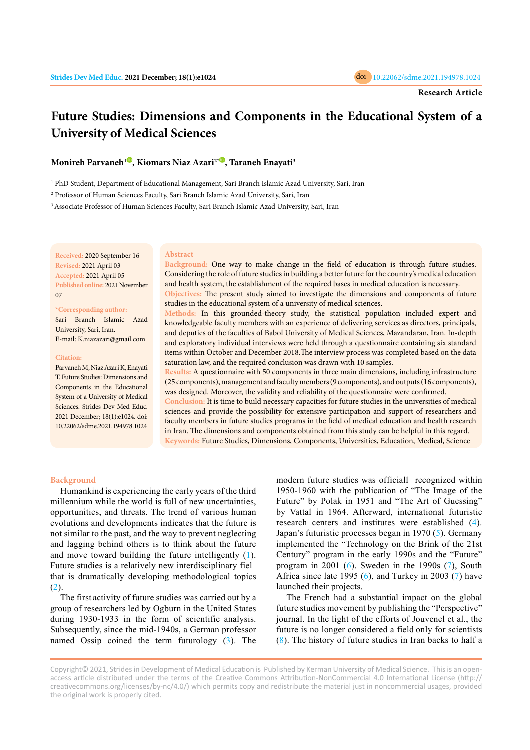Research Article

# Future Studies: Dimensions and Components in the Educational System of a University of Medical Sciences

**Monireh Parvaneh[1], Kiomars Niaz Azari[2*], Taraneh Enayati[3]**

[1] PhD Student, Department of Educational Management, Sari Branch Islamic Azad University, Sari, Iran

[2] Professor of Human Sciences Faculty, Sari Branch Islamic Azad University, Sari, Iran

[3] Associate Professor of Human Sciences Faculty, Sari Branch Islamic Azad University, Sari, Iran

**Received:** 2020 September 16
**Revised:** 2021 April 03
**Accepted:** 2021 April 05
**Published online:** 2021 November 07

**\*Corresponding author:**
Sari Branch Islamic Azad University, Sari, Iran.
E-mail: K.niazazari@gmail.com

**Citation:**
Parvaneh M, Niaz Azari K, Enayati T. Future Studies: Dimensions and Components in the Educational System of a University of Medical Sciences. Strides Dev Med Educ. 2021 December; 18(1):e1024. doi: 10.22062/sdme.2021.194978.1024

## Abstract

**Background:** One way to make change in the field of education is through future studies. Considering the role of future studies in building a better future for the country's medical education and health system, the establishment of the required bases in medical education is necessary.

**Objectives:** The present study aimed to investigate the dimensions and components of future studies in the educational system of a university of medical sciences.

**Methods:** In this grounded-theory study, the statistical population included expert and knowledgeable faculty members with an experience of delivering services as directors, principals, and deputies of the faculties of Babol University of Medical Sciences, Mazandaran, Iran. In-depth and exploratory individual interviews were held through a questionnaire containing six standard items within October and December 2018.The interview process was completed based on the data saturation law, and the required conclusion was drawn with 10 samples.

**Results:** A questionnaire with 50 components in three main dimensions, including infrastructure (25 components), management and faculty members (9 components), and outputs (16 components), was designed. Moreover, the validity and reliability of the questionnaire were confirmed.

**Conclusion:** It is time to build necessary capacities for future studies in the universities of medical sciences and provide the possibility for extensive participation and support of researchers and faculty members in future studies programs in the field of medical education and health research in Iran. The dimensions and components obtained from this study can be helpful in this regard.

**Keywords:** Future Studies, Dimensions, Components, Universities, Education, Medical, Science

## Background

Humankind is experiencing the early years of the third millennium while the world is full of new uncertainties, opportunities, and threats. The trend of various human evolutions and developments indicates that the future is not similar to the past, and the way to prevent neglecting and lagging behind others is to think about the future and move toward building the future intelligently (1). Future studies is a relatively new interdisciplinary fiel that is dramatically developing methodological topics (2).

The first activity of future studies was carried out by a group of researchers led by Ogburn in the United States during 1930-1933 in the form of scientific analysis. Subsequently, since the mid-1940s, a German professor named Ossip coined the term futurology (3). The modern future studies was officiall recognized within 1950-1960 with the publication of "The Image of the Future" by Polak in 1951 and "The Art of Guessing" by Vattal in 1964. Afterward, international futuristic research centers and institutes were established (4). Japan's futuristic processes began in 1970 (5). Germany implemented the "Technology on the Brink of the 21st Century" program in the early 1990s and the "Future" program in 2001 (6). Sweden in the 1990s (7), South Africa since late 1995 (6), and Turkey in 2003 (7) have launched their projects.

The French had a substantial impact on the global future studies movement by publishing the "Perspective" journal. In the light of the efforts of Jouvenel et al., the future is no longer considered a field only for scientists (8). The history of future studies in Iran backs to half a

Copyright© 2021, Strides in Development of Medical Education is Published by Kerman University of Medical Science. This is an open-access article distributed under the terms of the Creative Commons Attribution-NonCommercial 4.0 International License (http://creativecommons.org/licenses/by-nc/4.0/) which permits copy and redistribute the material just in noncommercial usages, provided the original work is properly cited.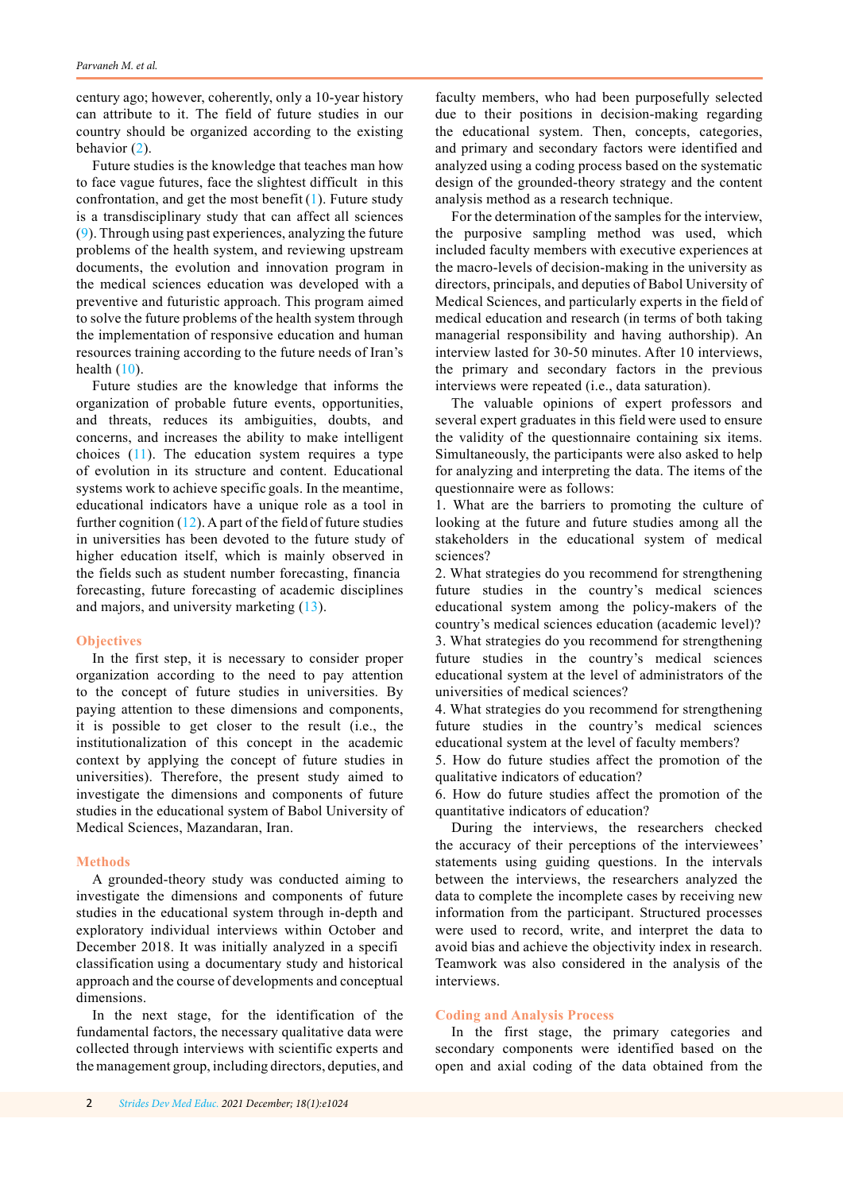century ago; however, coherently, only a 10-year history can attribute to it. The field of future studies in our country should be organized according to the existing behavior (2).

Future studies is the knowledge that teaches man how to face vague futures, face the slightest difficult in this confrontation, and get the most benefit (1). Future study is a transdisciplinary study that can affect all sciences (9). Through using past experiences, analyzing the future problems of the health system, and reviewing upstream documents, the evolution and innovation program in the medical sciences education was developed with a preventive and futuristic approach. This program aimed to solve the future problems of the health system through the implementation of responsive education and human resources training according to the future needs of Iran's health (10).

Future studies are the knowledge that informs the organization of probable future events, opportunities, and threats, reduces its ambiguities, doubts, and concerns, and increases the ability to make intelligent choices (11). The education system requires a type of evolution in its structure and content. Educational systems work to achieve specific goals. In the meantime, educational indicators have a unique role as a tool in further cognition (12). A part of the field of future studies in universities has been devoted to the future study of higher education itself, which is mainly observed in the fields such as student number forecasting, financia forecasting, future forecasting of academic disciplines and majors, and university marketing (13).

## Objectives

In the first step, it is necessary to consider proper organization according to the need to pay attention to the concept of future studies in universities. By paying attention to these dimensions and components, it is possible to get closer to the result (i.e., the institutionalization of this concept in the academic context by applying the concept of future studies in universities). Therefore, the present study aimed to investigate the dimensions and components of future studies in the educational system of Babol University of Medical Sciences, Mazandaran, Iran.

## Methods

A grounded-theory study was conducted aiming to investigate the dimensions and components of future studies in the educational system through in-depth and exploratory individual interviews within October and December 2018. It was initially analyzed in a specifi classification using a documentary study and historical approach and the course of developments and conceptual dimensions.

In the next stage, for the identification of the fundamental factors, the necessary qualitative data were collected through interviews with scientific experts and the management group, including directors, deputies, and faculty members, who had been purposefully selected due to their positions in decision-making regarding the educational system. Then, concepts, categories, and primary and secondary factors were identified and analyzed using a coding process based on the systematic design of the grounded-theory strategy and the content analysis method as a research technique.

For the determination of the samples for the interview, the purposive sampling method was used, which included faculty members with executive experiences at the macro-levels of decision-making in the university as directors, principals, and deputies of Babol University of Medical Sciences, and particularly experts in the field of medical education and research (in terms of both taking managerial responsibility and having authorship). An interview lasted for 30-50 minutes. After 10 interviews, the primary and secondary factors in the previous interviews were repeated (i.e., data saturation).

The valuable opinions of expert professors and several expert graduates in this field were used to ensure the validity of the questionnaire containing six items. Simultaneously, the participants were also asked to help for analyzing and interpreting the data. The items of the questionnaire were as follows:

1. What are the barriers to promoting the culture of looking at the future and future studies among all the stakeholders in the educational system of medical sciences?
2. What strategies do you recommend for strengthening future studies in the country's medical sciences educational system among the policy-makers of the country's medical sciences education (academic level)?
3. What strategies do you recommend for strengthening future studies in the country's medical sciences educational system at the level of administrators of the universities of medical sciences?
4. What strategies do you recommend for strengthening future studies in the country's medical sciences educational system at the level of faculty members?
5. How do future studies affect the promotion of the qualitative indicators of education?
6. How do future studies affect the promotion of the quantitative indicators of education?

During the interviews, the researchers checked the accuracy of their perceptions of the interviewees' statements using guiding questions. In the intervals between the interviews, the researchers analyzed the data to complete the incomplete cases by receiving new information from the participant. Structured processes were used to record, write, and interpret the data to avoid bias and achieve the objectivity index in research. Teamwork was also considered in the analysis of the interviews.

## Coding and Analysis Process

In the first stage, the primary categories and secondary components were identified based on the open and axial coding of the data obtained from the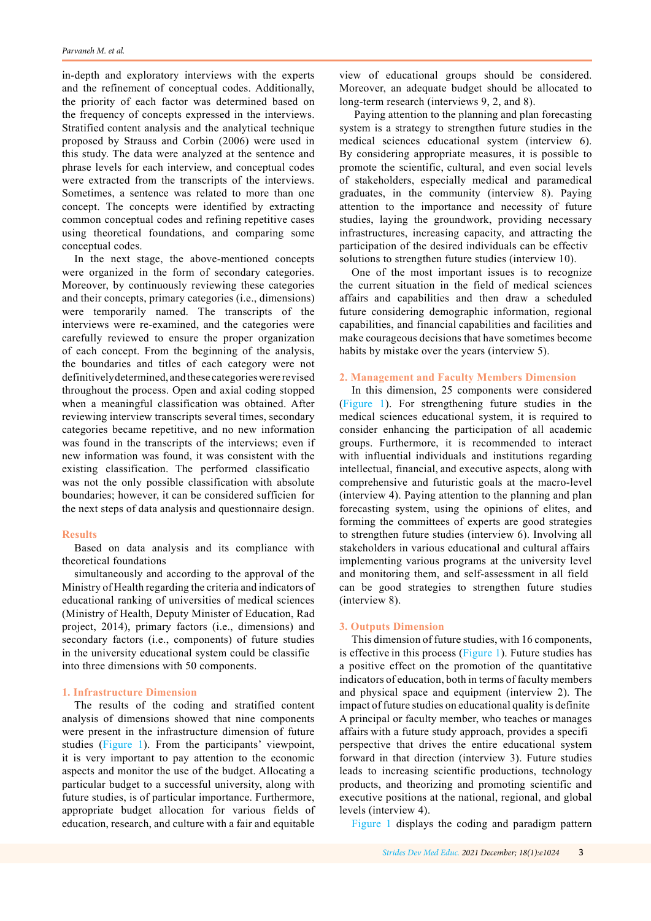in-depth and exploratory interviews with the experts and the refinement of conceptual codes. Additionally, the priority of each factor was determined based on the frequency of concepts expressed in the interviews. Stratified content analysis and the analytical technique proposed by Strauss and Corbin (2006) were used in this study. The data were analyzed at the sentence and phrase levels for each interview, and conceptual codes were extracted from the transcripts of the interviews. Sometimes, a sentence was related to more than one concept. The concepts were identified by extracting common conceptual codes and refining repetitive cases using theoretical foundations, and comparing some conceptual codes.

In the next stage, the above-mentioned concepts were organized in the form of secondary categories. Moreover, by continuously reviewing these categories and their concepts, primary categories (i.e., dimensions) were temporarily named. The transcripts of the interviews were re-examined, and the categories were carefully reviewed to ensure the proper organization of each concept. From the beginning of the analysis, the boundaries and titles of each category were not definitively determined, and these categories were revised throughout the process. Open and axial coding stopped when a meaningful classification was obtained. After reviewing interview transcripts several times, secondary categories became repetitive, and no new information was found in the transcripts of the interviews; even if new information was found, it was consistent with the existing classification. The performed classificatio was not the only possible classification with absolute boundaries; however, it can be considered sufficien for the next steps of data analysis and questionnaire design.

## Results

Based on data analysis and its compliance with theoretical foundations

simultaneously and according to the approval of the Ministry of Health regarding the criteria and indicators of educational ranking of universities of medical sciences (Ministry of Health, Deputy Minister of Education, Rad project, 2014), primary factors (i.e., dimensions) and secondary factors (i.e., components) of future studies in the university educational system could be classifie into three dimensions with 50 components.

### 1. Infrastructure Dimension

The results of the coding and stratified content analysis of dimensions showed that nine components were present in the infrastructure dimension of future studies (Figure 1). From the participants' viewpoint, it is very important to pay attention to the economic aspects and monitor the use of the budget. Allocating a particular budget to a successful university, along with future studies, is of particular importance. Furthermore, appropriate budget allocation for various fields of education, research, and culture with a fair and equitable view of educational groups should be considered. Moreover, an adequate budget should be allocated to long-term research (interviews 9, 2, and 8).

Paying attention to the planning and plan forecasting system is a strategy to strengthen future studies in the medical sciences educational system (interview 6). By considering appropriate measures, it is possible to promote the scientific, cultural, and even social levels of stakeholders, especially medical and paramedical graduates, in the community (interview 8). Paying attention to the importance and necessity of future studies, laying the groundwork, providing necessary infrastructures, increasing capacity, and attracting the participation of the desired individuals can be effectiv solutions to strengthen future studies (interview 10).

One of the most important issues is to recognize the current situation in the field of medical sciences affairs and capabilities and then draw a scheduled future considering demographic information, regional capabilities, and financial capabilities and facilities and make courageous decisions that have sometimes become habits by mistake over the years (interview 5).

### 2. Management and Faculty Members Dimension

In this dimension, 25 components were considered (Figure 1). For strengthening future studies in the medical sciences educational system, it is required to consider enhancing the participation of all academic groups. Furthermore, it is recommended to interact with influential individuals and institutions regarding intellectual, financial, and executive aspects, along with comprehensive and futuristic goals at the macro-level (interview 4). Paying attention to the planning and plan forecasting system, using the opinions of elites, and forming the committees of experts are good strategies to strengthen future studies (interview 6). Involving all stakeholders in various educational and cultural affairs implementing various programs at the university level and monitoring them, and self-assessment in all field can be good strategies to strengthen future studies (interview 8).

### 3. Outputs Dimension

This dimension of future studies, with 16 components, is effective in this process (Figure 1). Future studies has a positive effect on the promotion of the quantitative indicators of education, both in terms of faculty members and physical space and equipment (interview 2). The impact of future studies on educational quality is definite A principal or faculty member, who teaches or manages affairs with a future study approach, provides a specifi perspective that drives the entire educational system forward in that direction (interview 3). Future studies leads to increasing scientific productions, technology products, and theorizing and promoting scientific and executive positions at the national, regional, and global levels (interview 4).

Figure 1 displays the coding and paradigm pattern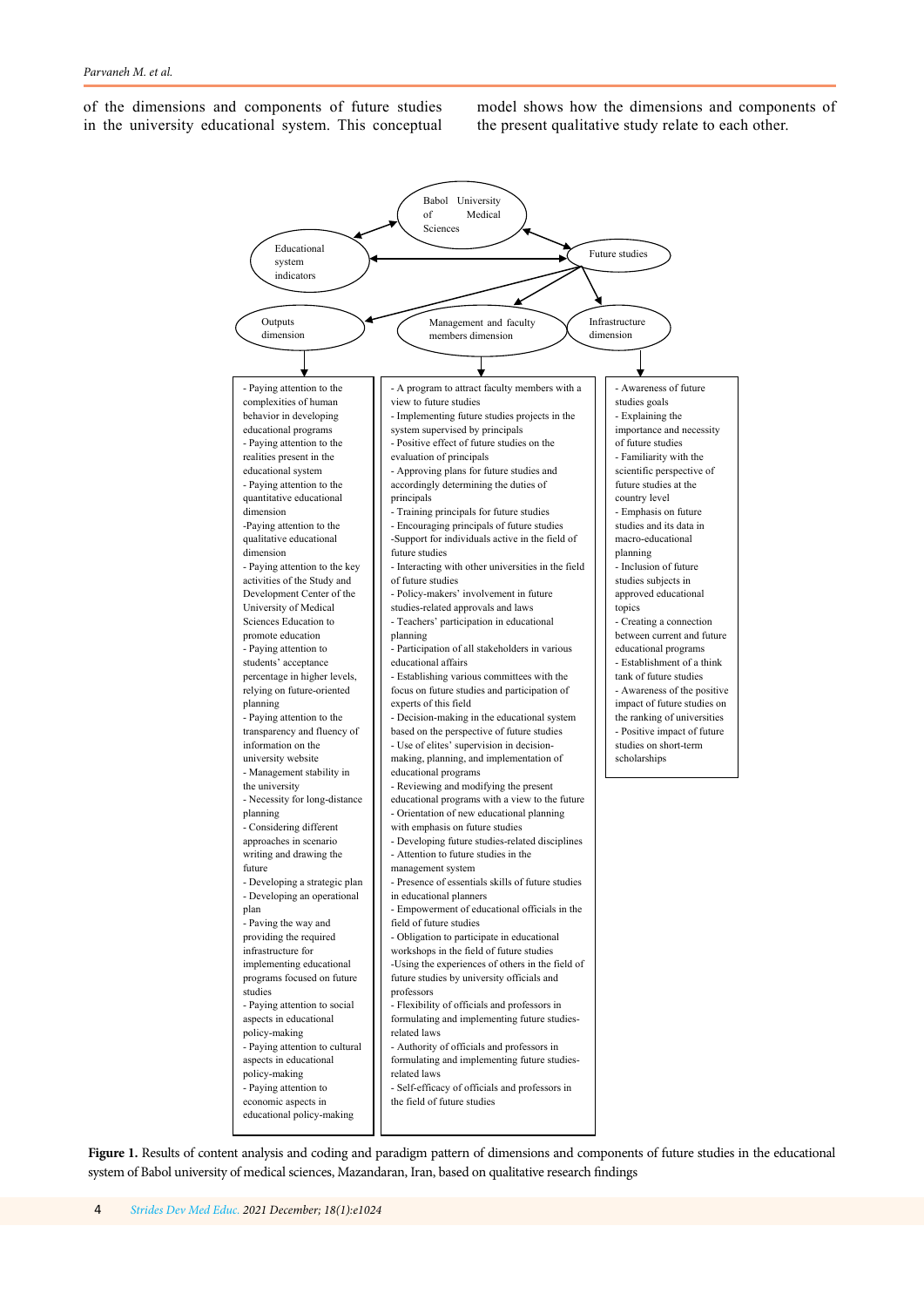of the dimensions and components of future studies in the university educational system. This conceptual model shows how the dimensions and components of the present qualitative study relate to each other.

Babol University of Medical Sciences

Educational system indicators

Future studies

Outputs dimension

Management and faculty members dimension

Infrastructure dimension

| Outputs dimension | Management and faculty members dimension | Infrastructure dimension |
|---|---|---|
| - Paying attention to the complexities of human behavior in developing educational programs<br>- Paying attention to the realities present in the educational system<br>- Paying attention to the quantitative educational dimension<br>-Paying attention to the qualitative educational dimension<br>- Paying attention to the key activities of the Study and Development Center of the University of Medical Sciences Education to promote education<br>- Paying attention to students' acceptance percentage in higher levels, relying on future-oriented planning<br>- Paying attention to the transparency and fluency of information on the university website<br>- Management stability in the university<br>- Necessity for long-distance planning<br>- Considering different approaches in scenario writing and drawing the future<br>- Developing a strategic plan<br>- Developing an operational plan<br>- Paving the way and providing the required infrastructure for implementing educational programs focused on future studies<br>- Paying attention to social aspects in educational policy-making<br>- Paying attention to cultural aspects in educational policy-making<br>- Paying attention to economic aspects in educational policy-making | - A program to attract faculty members with a view to future studies<br>- Implementing future studies projects in the system supervised by principals<br>- Positive effect of future studies on the evaluation of principals<br>- Approving plans for future studies and accordingly determining the duties of principals<br>- Training principals for future studies<br>- Encouraging principals of future studies<br>-Support for individuals active in the field of future studies<br>- Interacting with other universities in the field of future studies<br>- Policy-makers' involvement in future studies-related approvals and laws<br>- Teachers' participation in educational planning<br>- Participation of all stakeholders in various educational affairs<br>- Establishing various committees with the focus on future studies and participation of experts of this field<br>- Decision-making in the educational system based on the perspective of future studies<br>- Use of elites' supervision in decision-making, planning, and implementation of educational programs<br>- Reviewing and modifying the present educational programs with a view to the future<br>- Orientation of new educational planning with emphasis on future studies<br>- Developing future studies-related disciplines<br>- Attention to future studies in the management system<br>- Presence of essentials skills of future studies in educational planners<br>- Empowerment of educational officials in the field of future studies<br>- Obligation to participate in educational workshops in the field of future studies<br>-Using the experiences of others in the field of future studies by university officials and professors<br>- Flexibility of officials and professors in formulating and implementing future studies-related laws<br>- Authority of officials and professors in formulating and implementing future studies-related laws<br>- Self-efficacy of officials and professors in the field of future studies | - Awareness of future studies goals<br>- Explaining the importance and necessity of future studies<br>- Familiarity with the scientific perspective of future studies at the country level<br>- Emphasis on future studies and its data in macro-educational planning<br>- Inclusion of future studies subjects in approved educational topics<br>- Creating a connection between current and future educational programs<br>- Establishment of a think tank of future studies<br>- Awareness of the positive impact of future studies on the ranking of universities<br>- Positive impact of future studies on short-term scholarships |

**Figure 1.** Results of content analysis and coding and paradigm pattern of dimensions and components of future studies in the educational system of Babol university of medical sciences, Mazandaran, Iran, based on qualitative research findings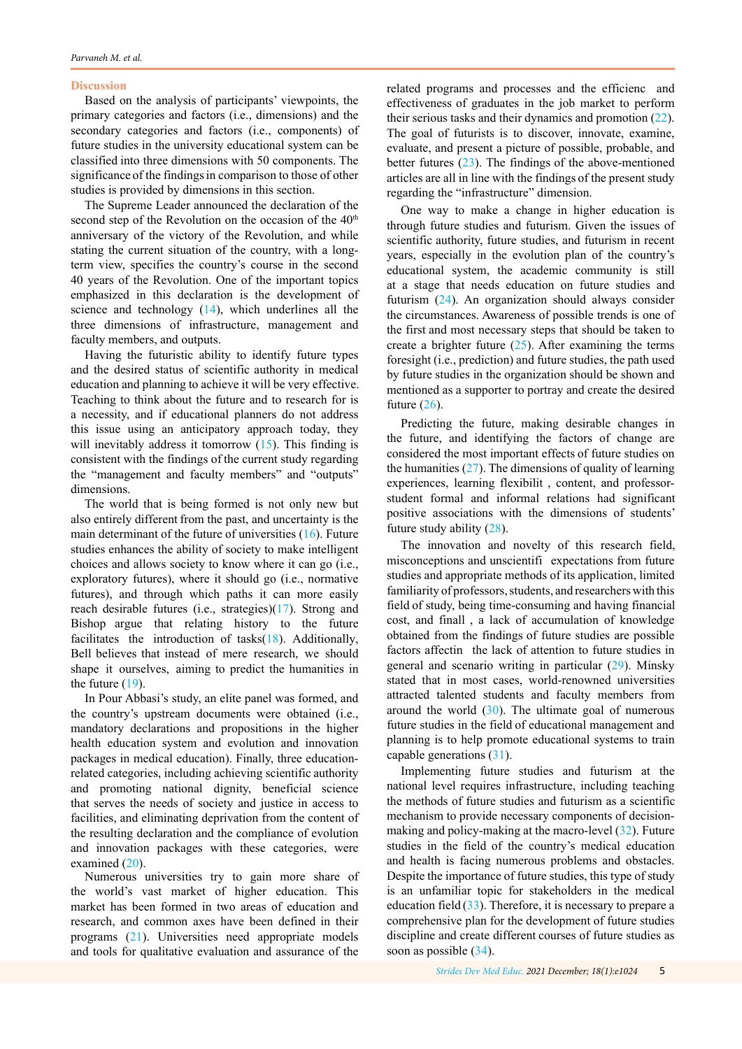## Discussion

Based on the analysis of participants' viewpoints, the primary categories and factors (i.e., dimensions) and the secondary categories and factors (i.e., components) of future studies in the university educational system can be classified into three dimensions with 50 components. The significance of the findings in comparison to those of other studies is provided by dimensions in this section.

The Supreme Leader announced the declaration of the second step of the Revolution on the occasion of the 40th anniversary of the victory of the Revolution, and while stating the current situation of the country, with a long-term view, specifies the country's course in the second 40 years of the Revolution. One of the important topics emphasized in this declaration is the development of science and technology (14), which underlines all the three dimensions of infrastructure, management and faculty members, and outputs.

Having the futuristic ability to identify future types and the desired status of scientific authority in medical education and planning to achieve it will be very effective. Teaching to think about the future and to research for is a necessity, and if educational planners do not address this issue using an anticipatory approach today, they will inevitably address it tomorrow (15). This finding is consistent with the findings of the current study regarding the "management and faculty members" and "outputs" dimensions.

The world that is being formed is not only new but also entirely different from the past, and uncertainty is the main determinant of the future of universities (16). Future studies enhances the ability of society to make intelligent choices and allows society to know where it can go (i.e., exploratory futures), where it should go (i.e., normative futures), and through which paths it can more easily reach desirable futures (i.e., strategies)(17). Strong and Bishop argue that relating history to the future facilitates the introduction of tasks(18). Additionally, Bell believes that instead of mere research, we should shape it ourselves, aiming to predict the humanities in the future (19).

In Pour Abbasi's study, an elite panel was formed, and the country's upstream documents were obtained (i.e., mandatory declarations and propositions in the higher health education system and evolution and innovation packages in medical education). Finally, three education-related categories, including achieving scientific authority and promoting national dignity, beneficial science that serves the needs of society and justice in access to facilities, and eliminating deprivation from the content of the resulting declaration and the compliance of evolution and innovation packages with these categories, were examined (20).

Numerous universities try to gain more share of the world's vast market of higher education. This market has been formed in two areas of education and research, and common axes have been defined in their programs (21). Universities need appropriate models and tools for qualitative evaluation and assurance of the related programs and processes and the efficienc and effectiveness of graduates in the job market to perform their serious tasks and their dynamics and promotion (22). The goal of futurists is to discover, innovate, examine, evaluate, and present a picture of possible, probable, and better futures (23). The findings of the above-mentioned articles are all in line with the findings of the present study regarding the "infrastructure" dimension.

One way to make a change in higher education is through future studies and futurism. Given the issues of scientific authority, future studies, and futurism in recent years, especially in the evolution plan of the country's educational system, the academic community is still at a stage that needs education on future studies and futurism (24). An organization should always consider the circumstances. Awareness of possible trends is one of the first and most necessary steps that should be taken to create a brighter future (25). After examining the terms foresight (i.e., prediction) and future studies, the path used by future studies in the organization should be shown and mentioned as a supporter to portray and create the desired future (26).

Predicting the future, making desirable changes in the future, and identifying the factors of change are considered the most important effects of future studies on the humanities (27). The dimensions of quality of learning experiences, learning flexibilit , content, and professor-student formal and informal relations had significant positive associations with the dimensions of students' future study ability (28).

The innovation and novelty of this research field, misconceptions and unscientifi expectations from future studies and appropriate methods of its application, limited familiarity of professors, students, and researchers with this field of study, being time-consuming and having financial cost, and finall , a lack of accumulation of knowledge obtained from the findings of future studies are possible factors affectin the lack of attention to future studies in general and scenario writing in particular (29). Minsky stated that in most cases, world-renowned universities attracted talented students and faculty members from around the world (30). The ultimate goal of numerous future studies in the field of educational management and planning is to help promote educational systems to train capable generations (31).

Implementing future studies and futurism at the national level requires infrastructure, including teaching the methods of future studies and futurism as a scientific mechanism to provide necessary components of decision-making and policy-making at the macro-level (32). Future studies in the field of the country's medical education and health is facing numerous problems and obstacles. Despite the importance of future studies, this type of study is an unfamiliar topic for stakeholders in the medical education field (33). Therefore, it is necessary to prepare a comprehensive plan for the development of future studies discipline and create different courses of future studies as soon as possible (34).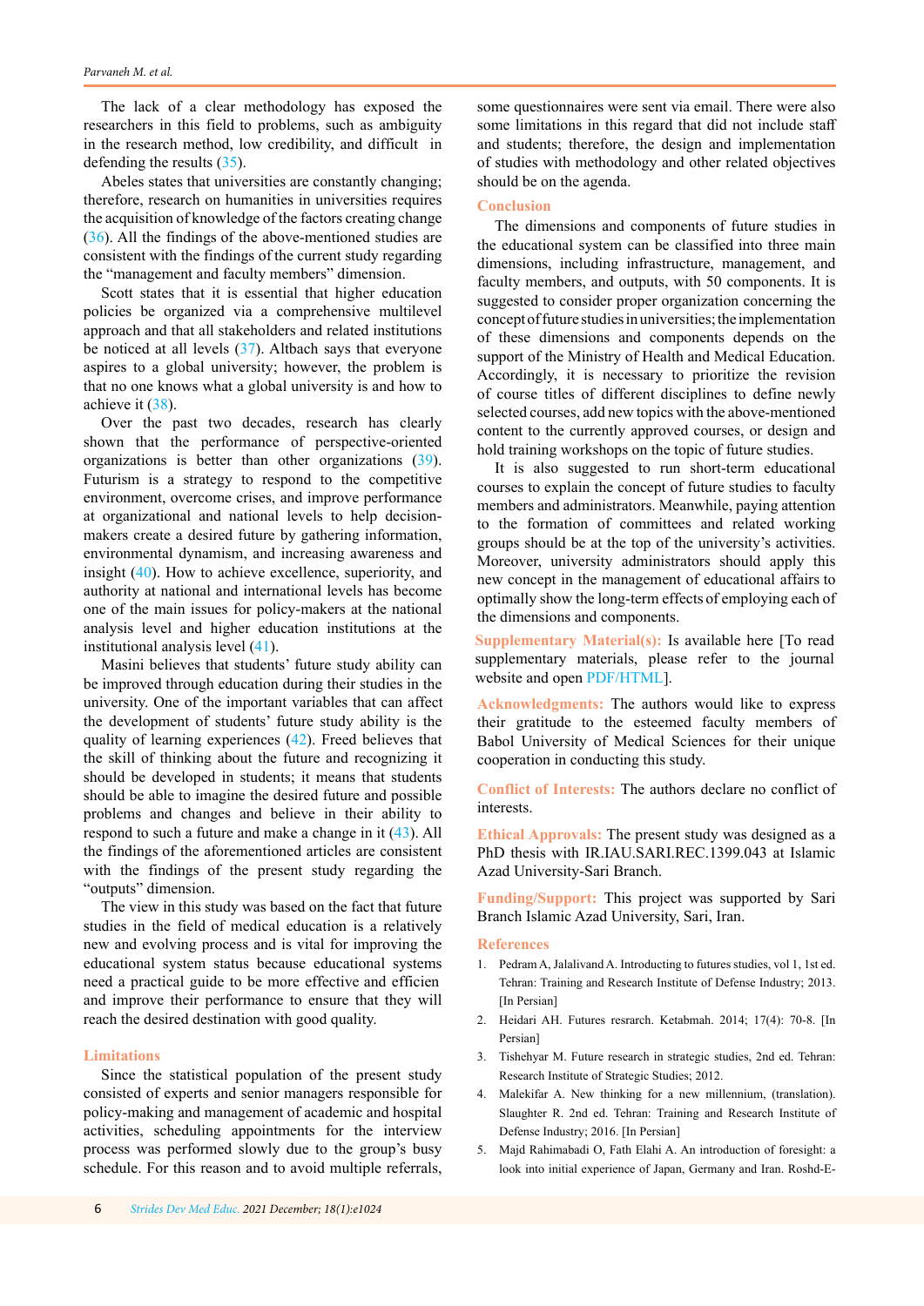The lack of a clear methodology has exposed the researchers in this field to problems, such as ambiguity in the research method, low credibility, and difficult in defending the results (35).

Abeles states that universities are constantly changing; therefore, research on humanities in universities requires the acquisition of knowledge of the factors creating change (36). All the findings of the above-mentioned studies are consistent with the findings of the current study regarding the "management and faculty members" dimension.

Scott states that it is essential that higher education policies be organized via a comprehensive multilevel approach and that all stakeholders and related institutions be noticed at all levels (37). Altbach says that everyone aspires to a global university; however, the problem is that no one knows what a global university is and how to achieve it (38).

Over the past two decades, research has clearly shown that the performance of perspective-oriented organizations is better than other organizations (39). Futurism is a strategy to respond to the competitive environment, overcome crises, and improve performance at organizational and national levels to help decision-makers create a desired future by gathering information, environmental dynamism, and increasing awareness and insight (40). How to achieve excellence, superiority, and authority at national and international levels has become one of the main issues for policy-makers at the national analysis level and higher education institutions at the institutional analysis level (41).

Masini believes that students' future study ability can be improved through education during their studies in the university. One of the important variables that can affect the development of students' future study ability is the quality of learning experiences (42). Freed believes that the skill of thinking about the future and recognizing it should be developed in students; it means that students should be able to imagine the desired future and possible problems and changes and believe in their ability to respond to such a future and make a change in it (43). All the findings of the aforementioned articles are consistent with the findings of the present study regarding the "outputs" dimension.

The view in this study was based on the fact that future studies in the field of medical education is a relatively new and evolving process and is vital for improving the educational system status because educational systems need a practical guide to be more effective and efficien and improve their performance to ensure that they will reach the desired destination with good quality.

## Limitations

Since the statistical population of the present study consisted of experts and senior managers responsible for policy-making and management of academic and hospital activities, scheduling appointments for the interview process was performed slowly due to the group's busy schedule. For this reason and to avoid multiple referrals, some questionnaires were sent via email. There were also some limitations in this regard that did not include staff and students; therefore, the design and implementation of studies with methodology and other related objectives should be on the agenda.

## Conclusion

The dimensions and components of future studies in the educational system can be classified into three main dimensions, including infrastructure, management, and faculty members, and outputs, with 50 components. It is suggested to consider proper organization concerning the concept of future studies in universities; the implementation of these dimensions and components depends on the support of the Ministry of Health and Medical Education. Accordingly, it is necessary to prioritize the revision of course titles of different disciplines to define newly selected courses, add new topics with the above-mentioned content to the currently approved courses, or design and hold training workshops on the topic of future studies.

It is also suggested to run short-term educational courses to explain the concept of future studies to faculty members and administrators. Meanwhile, paying attention to the formation of committees and related working groups should be at the top of the university's activities. Moreover, university administrators should apply this new concept in the management of educational affairs to optimally show the long-term effects of employing each of the dimensions and components.

**Supplementary Material(s):** Is available here [To read supplementary materials, please refer to the journal website and open PDF/HTML].

**Acknowledgments:** The authors would like to express their gratitude to the esteemed faculty members of Babol University of Medical Sciences for their unique cooperation in conducting this study.

**Conflict of Interests:** The authors declare no conflict of interests.

**Ethical Approvals:** The present study was designed as a PhD thesis with IR.IAU.SARI.REC.1399.043 at Islamic Azad University-Sari Branch.

**Funding/Support:** This project was supported by Sari Branch Islamic Azad University, Sari, Iran.

## References

1. Pedram A, Jalalivand A. Introducting to futures studies, vol 1, 1st ed. Tehran: Training and Research Institute of Defense Industry; 2013. [In Persian]
2. Heidari AH. Futures resrarch. Ketabmah. 2014; 17(4): 70-8. [In Persian]
3. Tishehyar M. Future research in strategic studies, 2nd ed. Tehran: Research Institute of Strategic Studies; 2012.
4. Malekifar A. New thinking for a new millennium, (translation). Slaughter R. 2nd ed. Tehran: Training and Research Institute of Defense Industry; 2016. [In Persian]
5. Majd Rahimabadi O, Fath Elahi A. An introduction of foresight: a look into initial experience of Japan, Germany and Iran. Roshd-E-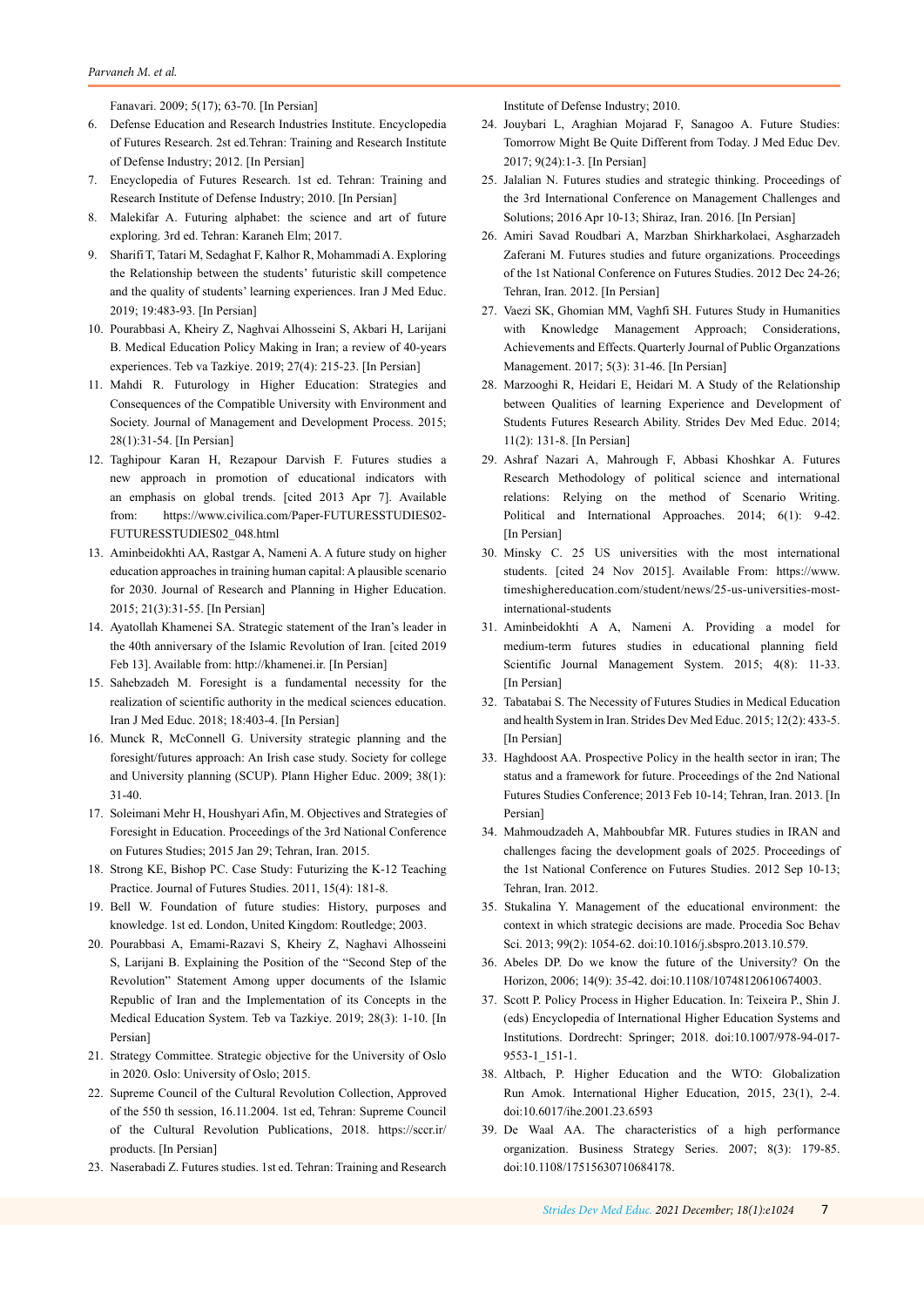Fanavari. 2009; 5(17); 63-70. [In Persian]

6. Defense Education and Research Industries Institute. Encyclopedia of Futures Research. 2st ed.Tehran: Training and Research Institute of Defense Industry; 2012. [In Persian]
7. Encyclopedia of Futures Research. 1st ed. Tehran: Training and Research Institute of Defense Industry; 2010. [In Persian]
8. Malekifar A. Futuring alphabet: the science and art of future exploring. 3rd ed. Tehran: Karaneh Elm; 2017.
9. Sharifi T, Tatari M, Sedaghat F, Kalhor R, Mohammadi A. Exploring the Relationship between the students' futuristic skill competence and the quality of students' learning experiences. Iran J Med Educ. 2019; 19:483-93. [In Persian]
10. Pourabbasi A, Kheiry Z, Naghvai Alhosseini S, Akbari H, Larijani B. Medical Education Policy Making in Iran; a review of 40-years experiences. Teb va Tazkiye. 2019; 27(4): 215-23. [In Persian]
11. Mahdi R. Futurology in Higher Education: Strategies and Consequences of the Compatible University with Environment and Society. Journal of Management and Development Process. 2015; 28(1):31-54. [In Persian]
12. Taghipour Karan H, Rezapour Darvish F. Futures studies a new approach in promotion of educational indicators with an emphasis on global trends. [cited 2013 Apr 7]. Available from: https://www.civilica.com/Paper-FUTURESSTUDIES02-FUTURESSTUDIES02_048.html
13. Aminbeidokhti AA, Rastgar A, Nameni A. A future study on higher education approaches in training human capital: A plausible scenario for 2030. Journal of Research and Planning in Higher Education. 2015; 21(3):31-55. [In Persian]
14. Ayatollah Khamenei SA. Strategic statement of the Iran's leader in the 40th anniversary of the Islamic Revolution of Iran. [cited 2019 Feb 13]. Available from: http://khamenei.ir. [In Persian]
15. Sahebzadeh M. Foresight is a fundamental necessity for the realization of scientific authority in the medical sciences education. Iran J Med Educ. 2018; 18:403-4. [In Persian]
16. Munck R, McConnell G. University strategic planning and the foresight/futures approach: An Irish case study. Society for college and University planning (SCUP). Plann Higher Educ. 2009; 38(1): 31-40.
17. Soleimani Mehr H, Houshyari Afin, M. Objectives and Strategies of Foresight in Education. Proceedings of the 3rd National Conference on Futures Studies; 2015 Jan 29; Tehran, Iran. 2015.
18. Strong KE, Bishop PC. Case Study: Futurizing the K-12 Teaching Practice. Journal of Futures Studies. 2011, 15(4): 181-8.
19. Bell W. Foundation of future studies: History, purposes and knowledge. 1st ed. London, United Kingdom: Routledge; 2003.
20. Pourabbasi A, Emami-Razavi S, Kheiry Z, Naghavi Alhosseini S, Larijani B. Explaining the Position of the "Second Step of the Revolution" Statement Among upper documents of the Islamic Republic of Iran and the Implementation of its Concepts in the Medical Education System. Teb va Tazkiye. 2019; 28(3): 1-10. [In Persian]
21. Strategy Committee. Strategic objective for the University of Oslo in 2020. Oslo: University of Oslo; 2015.
22. Supreme Council of the Cultural Revolution Collection, Approved of the 550 th session, 16.11.2004. 1st ed, Tehran: Supreme Council of the Cultural Revolution Publications, 2018. https://sccr.ir/products. [In Persian]
23. Naserabadi Z. Futures studies. 1st ed. Tehran: Training and Research Institute of Defense Industry; 2010.
24. Jouybari L, Araghian Mojarad F, Sanagoo A. Future Studies: Tomorrow Might Be Quite Different from Today. J Med Educ Dev. 2017; 9(24):1-3. [In Persian]
25. Jalalian N. Futures studies and strategic thinking. Proceedings of the 3rd International Conference on Management Challenges and Solutions; 2016 Apr 10-13; Shiraz, Iran. 2016. [In Persian]
26. Amiri Savad Roudbari A, Marzban Shirkharkolaei, Asgharzadeh Zaferani M. Futures studies and future organizations. Proceedings of the 1st National Conference on Futures Studies. 2012 Dec 24-26; Tehran, Iran. 2012. [In Persian]
27. Vaezi SK, Ghomian MM, Vaghfi SH. Futures Study in Humanities with Knowledge Management Approach; Considerations, Achievements and Effects. Quarterly Journal of Public Organzations Management. 2017; 5(3): 31-46. [In Persian]
28. Marzooghi R, Heidari E, Heidari M. A Study of the Relationship between Qualities of learning Experience and Development of Students Futures Research Ability. Strides Dev Med Educ. 2014; 11(2): 131-8. [In Persian]
29. Ashraf Nazari A, Mahrough F, Abbasi Khoshkar A. Futures Research Methodology of political science and international relations: Relying on the method of Scenario Writing. Political and International Approaches. 2014; 6(1): 9-42. [In Persian]
30. Minsky C. 25 US universities with the most international students. [cited 24 Nov 2015]. Available From: https://www.timeshighereducation.com/student/news/25-us-universities-most-international-students
31. Aminbeidokhti A A, Nameni A. Providing a model for medium-term futures studies in educational planning field Scientific Journal Management System. 2015; 4(8): 11-33. [In Persian]
32. Tabatabai S. The Necessity of Futures Studies in Medical Education and health System in Iran. Strides Dev Med Educ. 2015; 12(2): 433-5. [In Persian]
33. Haghdoost AA. Prospective Policy in the health sector in iran; The status and a framework for future. Proceedings of the 2nd National Futures Studies Conference; 2013 Feb 10-14; Tehran, Iran. 2013. [In Persian]
34. Mahmoudzadeh A, Mahboubfar MR. Futures studies in IRAN and challenges facing the development goals of 2025. Proceedings of the 1st National Conference on Futures Studies. 2012 Sep 10-13; Tehran, Iran. 2012.
35. Stukalina Y. Management of the educational environment: the context in which strategic decisions are made. Procedia Soc Behav Sci. 2013; 99(2): 1054-62. doi:10.1016/j.sbspro.2013.10.579.
36. Abeles DP. Do we know the future of the University? On the Horizon, 2006; 14(9): 35-42. doi:10.1108/10748120610674003.
37. Scott P. Policy Process in Higher Education. In: Teixeira P., Shin J. (eds) Encyclopedia of International Higher Education Systems and Institutions. Dordrecht: Springer; 2018. doi:10.1007/978-94-017-9553-1_151-1.
38. Altbach, P. Higher Education and the WTO: Globalization Run Amok. International Higher Education, 2015, 23(1), 2-4. doi:10.6017/ihe.2001.23.6593
39. De Waal AA. The characteristics of a high performance organization. Business Strategy Series. 2007; 8(3): 179-85. doi:10.1108/17515630710684178.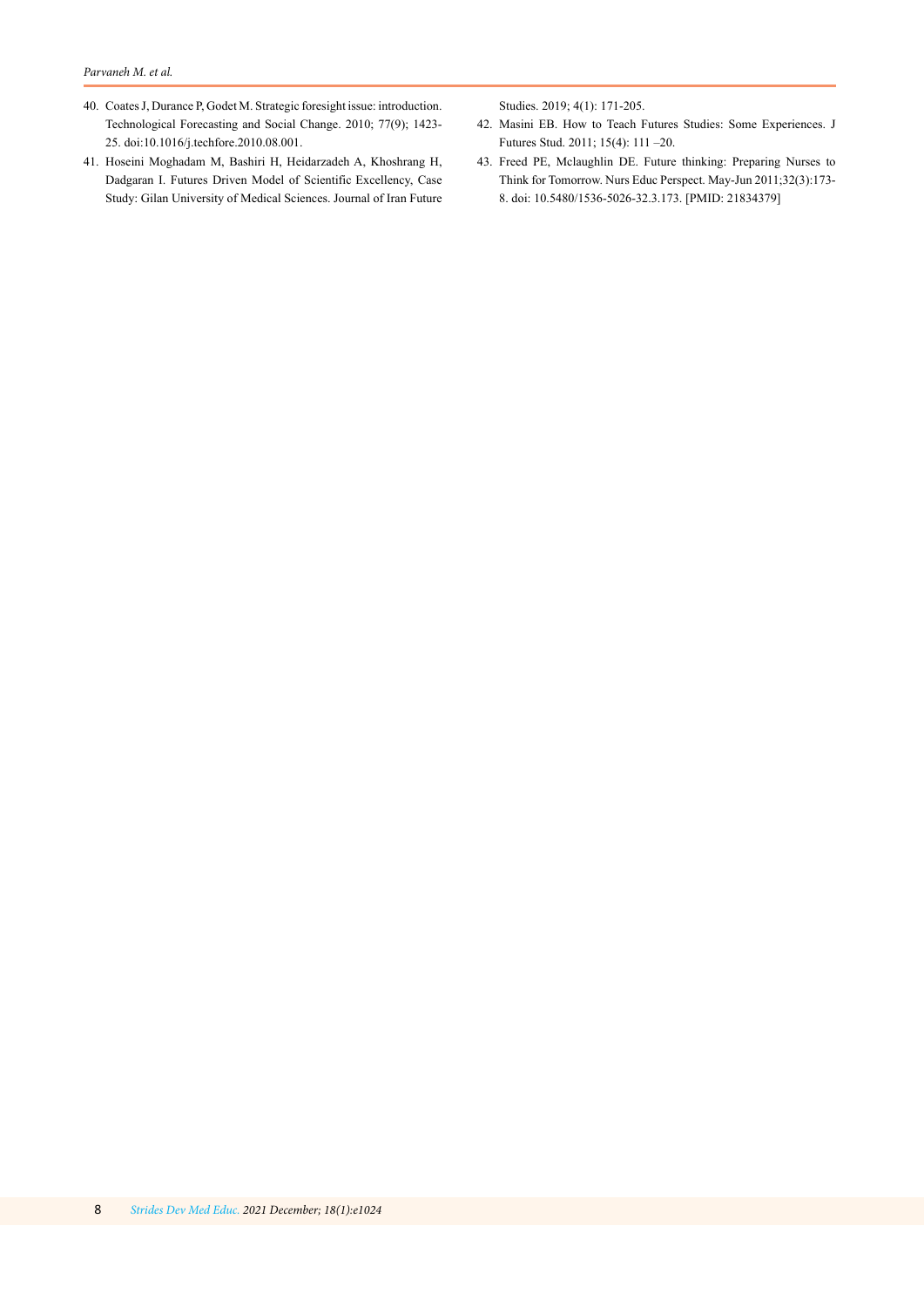40. Coates J, Durance P, Godet M. Strategic foresight issue: introduction. Technological Forecasting and Social Change. 2010; 77(9); 1423-25. doi:10.1016/j.techfore.2010.08.001.
41. Hoseini Moghadam M, Bashiri H, Heidarzadeh A, Khoshrang H, Dadgaran I. Futures Driven Model of Scientific Excellency, Case Study: Gilan University of Medical Sciences. Journal of Iran Future Studies. 2019; 4(1): 171-205.
42. Masini EB. How to Teach Futures Studies: Some Experiences. J Futures Stud. 2011; 15(4): 111 –20.
43. Freed PE, Mclaughlin DE. Future thinking: Preparing Nurses to Think for Tomorrow. Nurs Educ Perspect. May-Jun 2011;32(3):173-8. doi: 10.5480/1536-5026-32.3.173. [PMID: 21834379]